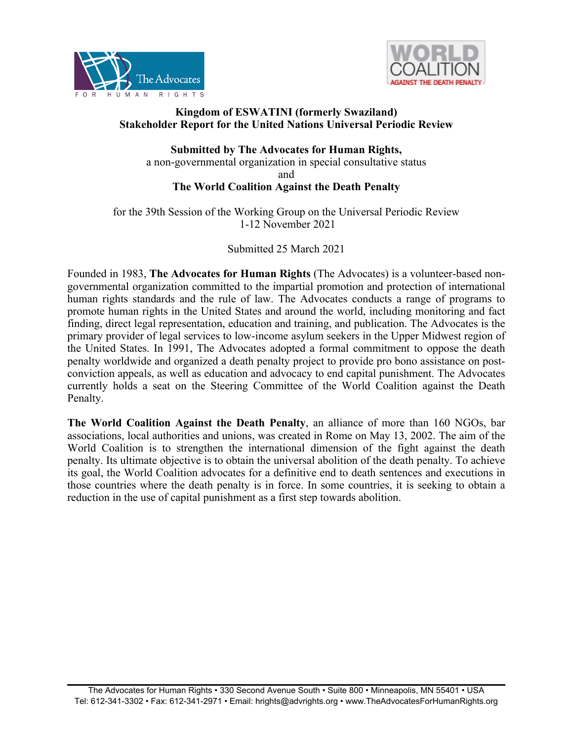**Kingdom of ESWATINI (formerly Swaziland)**
**Stakeholder Report for the United Nations Universal Periodic Review**

**Submitted by The Advocates for Human Rights,**
a non-governmental organization in special consultative status
and
**The World Coalition Against the Death Penalty**

for the 39th Session of the Working Group on the Universal Periodic Review
1-12 November 2021

Submitted 25 March 2021

Founded in 1983, **The Advocates for Human Rights** (The Advocates) is a volunteer-based non-governmental organization committed to the impartial promotion and protection of international human rights standards and the rule of law. The Advocates conducts a range of programs to promote human rights in the United States and around the world, including monitoring and fact finding, direct legal representation, education and training, and publication. The Advocates is the primary provider of legal services to low-income asylum seekers in the Upper Midwest region of the United States. In 1991, The Advocates adopted a formal commitment to oppose the death penalty worldwide and organized a death penalty project to provide pro bono assistance on post-conviction appeals, as well as education and advocacy to end capital punishment. The Advocates currently holds a seat on the Steering Committee of the World Coalition against the Death Penalty.

**The World Coalition Against the Death Penalty**, an alliance of more than 160 NGOs, bar associations, local authorities and unions, was created in Rome on May 13, 2002. The aim of the World Coalition is to strengthen the international dimension of the fight against the death penalty. Its ultimate objective is to obtain the universal abolition of the death penalty. To achieve its goal, the World Coalition advocates for a definitive end to death sentences and executions in those countries where the death penalty is in force. In some countries, it is seeking to obtain a reduction in the use of capital punishment as a first step towards abolition.

The Advocates for Human Rights • 330 Second Avenue South • Suite 800 • Minneapolis, MN 55401 • USA
Tel: 612-341-3302 • Fax: 612-341-2971 • Email: hrights@advrights.org • www.TheAdvocatesForHumanRights.org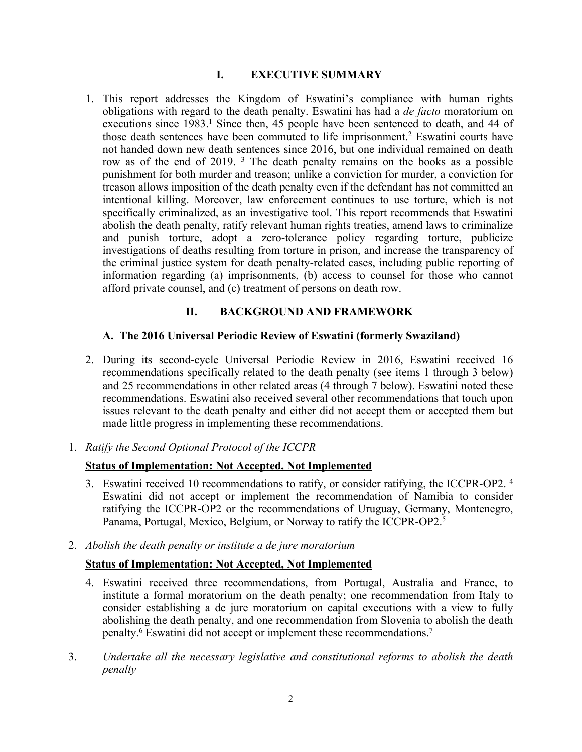## I. EXECUTIVE SUMMARY

1. This report addresses the Kingdom of Eswatini's compliance with human rights obligations with regard to the death penalty. Eswatini has had a *de facto* moratorium on executions since 1983.[1] Since then, 45 people have been sentenced to death, and 44 of those death sentences have been commuted to life imprisonment.[2] Eswatini courts have not handed down new death sentences since 2016, but one individual remained on death row as of the end of 2019. [3] The death penalty remains on the books as a possible punishment for both murder and treason; unlike a conviction for murder, a conviction for treason allows imposition of the death penalty even if the defendant has not committed an intentional killing. Moreover, law enforcement continues to use torture, which is not specifically criminalized, as an investigative tool. This report recommends that Eswatini abolish the death penalty, ratify relevant human rights treaties, amend laws to criminalize and punish torture, adopt a zero-tolerance policy regarding torture, publicize investigations of deaths resulting from torture in prison, and increase the transparency of the criminal justice system for death penalty-related cases, including public reporting of information regarding (a) imprisonments, (b) access to counsel for those who cannot afford private counsel, and (c) treatment of persons on death row.

## II. BACKGROUND AND FRAMEWORK

### A. The 2016 Universal Periodic Review of Eswatini (formerly Swaziland)

2. During its second-cycle Universal Periodic Review in 2016, Eswatini received 16 recommendations specifically related to the death penalty (see items 1 through 3 below) and 25 recommendations in other related areas (4 through 7 below). Eswatini noted these recommendations. Eswatini also received several other recommendations that touch upon issues relevant to the death penalty and either did not accept them or accepted them but made little progress in implementing these recommendations.

1. *Ratify the Second Optional Protocol of the ICCPR*

**Status of Implementation: Not Accepted, Not Implemented**

3. Eswatini received 10 recommendations to ratify, or consider ratifying, the ICCPR-OP2. [4] Eswatini did not accept or implement the recommendation of Namibia to consider ratifying the ICCPR-OP2 or the recommendations of Uruguay, Germany, Montenegro, Panama, Portugal, Mexico, Belgium, or Norway to ratify the ICCPR-OP2.[5]

2. *Abolish the death penalty or institute a de jure moratorium*

**Status of Implementation: Not Accepted, Not Implemented**

4. Eswatini received three recommendations, from Portugal, Australia and France, to institute a formal moratorium on the death penalty; one recommendation from Italy to consider establishing a de jure moratorium on capital executions with a view to fully abolishing the death penalty, and one recommendation from Slovenia to abolish the death penalty.[6] Eswatini did not accept or implement these recommendations.[7]

3. *Undertake all the necessary legislative and constitutional reforms to abolish the death penalty*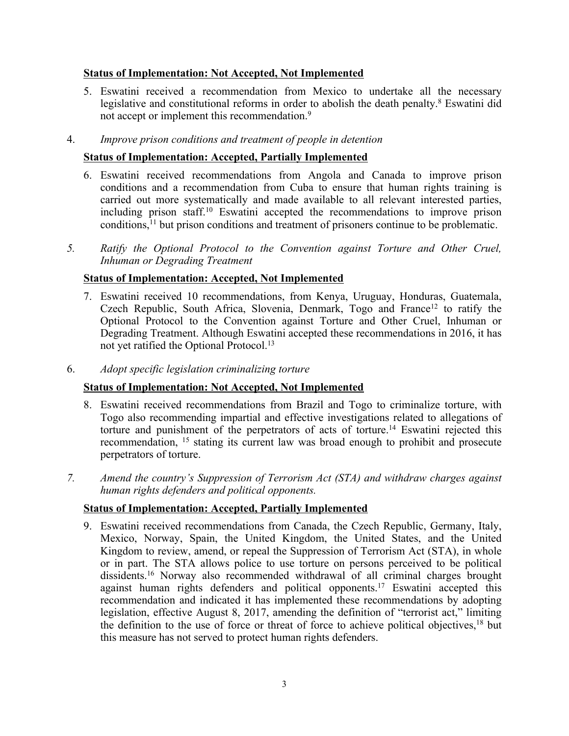**Status of Implementation: Not Accepted, Not Implemented**

5. Eswatini received a recommendation from Mexico to undertake all the necessary legislative and constitutional reforms in order to abolish the death penalty.[8] Eswatini did not accept or implement this recommendation.[9]

4. *Improve prison conditions and treatment of people in detention*

**Status of Implementation: Accepted, Partially Implemented**

6. Eswatini received recommendations from Angola and Canada to improve prison conditions and a recommendation from Cuba to ensure that human rights training is carried out more systematically and made available to all relevant interested parties, including prison staff.[10] Eswatini accepted the recommendations to improve prison conditions,[11] but prison conditions and treatment of prisoners continue to be problematic.

5. *Ratify the Optional Protocol to the Convention against Torture and Other Cruel, Inhuman or Degrading Treatment*

**Status of Implementation: Accepted, Not Implemented**

7. Eswatini received 10 recommendations, from Kenya, Uruguay, Honduras, Guatemala, Czech Republic, South Africa, Slovenia, Denmark, Togo and France[12] to ratify the Optional Protocol to the Convention against Torture and Other Cruel, Inhuman or Degrading Treatment. Although Eswatini accepted these recommendations in 2016, it has not yet ratified the Optional Protocol.[13]

6. *Adopt specific legislation criminalizing torture*

**Status of Implementation: Not Accepted, Not Implemented**

8. Eswatini received recommendations from Brazil and Togo to criminalize torture, with Togo also recommending impartial and effective investigations related to allegations of torture and punishment of the perpetrators of acts of torture.[14] Eswatini rejected this recommendation, [15] stating its current law was broad enough to prohibit and prosecute perpetrators of torture.

7. *Amend the country's Suppression of Terrorism Act (STA) and withdraw charges against human rights defenders and political opponents.*

**Status of Implementation: Accepted, Partially Implemented**

9. Eswatini received recommendations from Canada, the Czech Republic, Germany, Italy, Mexico, Norway, Spain, the United Kingdom, the United States, and the United Kingdom to review, amend, or repeal the Suppression of Terrorism Act (STA), in whole or in part. The STA allows police to use torture on persons perceived to be political dissidents.[16] Norway also recommended withdrawal of all criminal charges brought against human rights defenders and political opponents.[17] Eswatini accepted this recommendation and indicated it has implemented these recommendations by adopting legislation, effective August 8, 2017, amending the definition of "terrorist act," limiting the definition to the use of force or threat of force to achieve political objectives,[18] but this measure has not served to protect human rights defenders.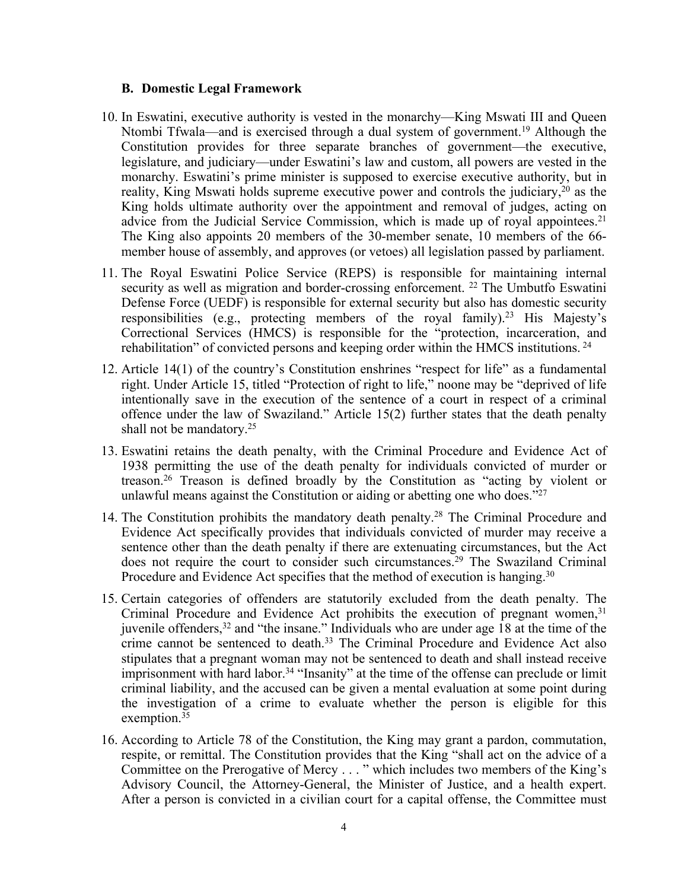### B. Domestic Legal Framework

10. In Eswatini, executive authority is vested in the monarchy—King Mswati III and Queen Ntombi Tfwala—and is exercised through a dual system of government.[19] Although the Constitution provides for three separate branches of government—the executive, legislature, and judiciary—under Eswatini's law and custom, all powers are vested in the monarchy. Eswatini's prime minister is supposed to exercise executive authority, but in reality, King Mswati holds supreme executive power and controls the judiciary,[20] as the King holds ultimate authority over the appointment and removal of judges, acting on advice from the Judicial Service Commission, which is made up of royal appointees.[21] The King also appoints 20 members of the 30-member senate, 10 members of the 66-member house of assembly, and approves (or vetoes) all legislation passed by parliament.

11. The Royal Eswatini Police Service (REPS) is responsible for maintaining internal security as well as migration and border-crossing enforcement. [22] The Umbutfo Eswatini Defense Force (UEDF) is responsible for external security but also has domestic security responsibilities (e.g., protecting members of the royal family).[23] His Majesty's Correctional Services (HMCS) is responsible for the "protection, incarceration, and rehabilitation" of convicted persons and keeping order within the HMCS institutions. [24]

12. Article 14(1) of the country's Constitution enshrines "respect for life" as a fundamental right. Under Article 15, titled "Protection of right to life," noone may be "deprived of life intentionally save in the execution of the sentence of a court in respect of a criminal offence under the law of Swaziland." Article 15(2) further states that the death penalty shall not be mandatory.[25]

13. Eswatini retains the death penalty, with the Criminal Procedure and Evidence Act of 1938 permitting the use of the death penalty for individuals convicted of murder or treason.[26] Treason is defined broadly by the Constitution as "acting by violent or unlawful means against the Constitution or aiding or abetting one who does."[27]

14. The Constitution prohibits the mandatory death penalty.[28] The Criminal Procedure and Evidence Act specifically provides that individuals convicted of murder may receive a sentence other than the death penalty if there are extenuating circumstances, but the Act does not require the court to consider such circumstances.[29] The Swaziland Criminal Procedure and Evidence Act specifies that the method of execution is hanging.[30]

15. Certain categories of offenders are statutorily excluded from the death penalty. The Criminal Procedure and Evidence Act prohibits the execution of pregnant women,[31] juvenile offenders,[32] and "the insane." Individuals who are under age 18 at the time of the crime cannot be sentenced to death.[33] The Criminal Procedure and Evidence Act also stipulates that a pregnant woman may not be sentenced to death and shall instead receive imprisonment with hard labor.[34] "Insanity" at the time of the offense can preclude or limit criminal liability, and the accused can be given a mental evaluation at some point during the investigation of a crime to evaluate whether the person is eligible for this exemption.[35]

16. According to Article 78 of the Constitution, the King may grant a pardon, commutation, respite, or remittal. The Constitution provides that the King "shall act on the advice of a Committee on the Prerogative of Mercy . . . " which includes two members of the King's Advisory Council, the Attorney-General, the Minister of Justice, and a health expert. After a person is convicted in a civilian court for a capital offense, the Committee must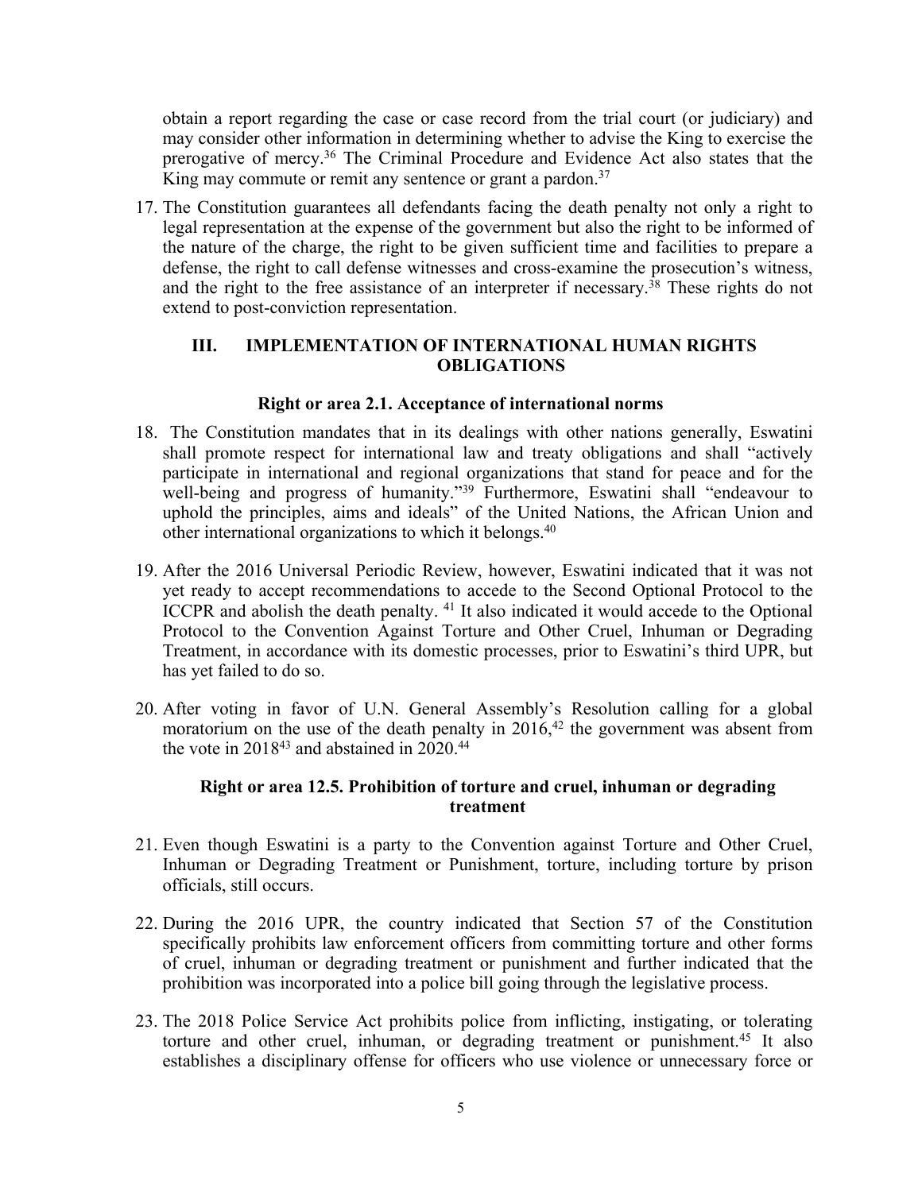obtain a report regarding the case or case record from the trial court (or judiciary) and may consider other information in determining whether to advise the King to exercise the prerogative of mercy.[36] The Criminal Procedure and Evidence Act also states that the King may commute or remit any sentence or grant a pardon.[37]

17. The Constitution guarantees all defendants facing the death penalty not only a right to legal representation at the expense of the government but also the right to be informed of the nature of the charge, the right to be given sufficient time and facilities to prepare a defense, the right to call defense witnesses and cross-examine the prosecution's witness, and the right to the free assistance of an interpreter if necessary.[38] These rights do not extend to post-conviction representation.

## III. IMPLEMENTATION OF INTERNATIONAL HUMAN RIGHTS OBLIGATIONS

### Right or area 2.1. Acceptance of international norms

18. The Constitution mandates that in its dealings with other nations generally, Eswatini shall promote respect for international law and treaty obligations and shall "actively participate in international and regional organizations that stand for peace and for the well-being and progress of humanity."[39] Furthermore, Eswatini shall "endeavour to uphold the principles, aims and ideals" of the United Nations, the African Union and other international organizations to which it belongs.[40]

19. After the 2016 Universal Periodic Review, however, Eswatini indicated that it was not yet ready to accept recommendations to accede to the Second Optional Protocol to the ICCPR and abolish the death penalty. [41] It also indicated it would accede to the Optional Protocol to the Convention Against Torture and Other Cruel, Inhuman or Degrading Treatment, in accordance with its domestic processes, prior to Eswatini's third UPR, but has yet failed to do so.

20. After voting in favor of U.N. General Assembly's Resolution calling for a global moratorium on the use of the death penalty in 2016,[42] the government was absent from the vote in 2018[43] and abstained in 2020.[44]

### Right or area 12.5. Prohibition of torture and cruel, inhuman or degrading treatment

21. Even though Eswatini is a party to the Convention against Torture and Other Cruel, Inhuman or Degrading Treatment or Punishment, torture, including torture by prison officials, still occurs.

22. During the 2016 UPR, the country indicated that Section 57 of the Constitution specifically prohibits law enforcement officers from committing torture and other forms of cruel, inhuman or degrading treatment or punishment and further indicated that the prohibition was incorporated into a police bill going through the legislative process.

23. The 2018 Police Service Act prohibits police from inflicting, instigating, or tolerating torture and other cruel, inhuman, or degrading treatment or punishment.[45] It also establishes a disciplinary offense for officers who use violence or unnecessary force or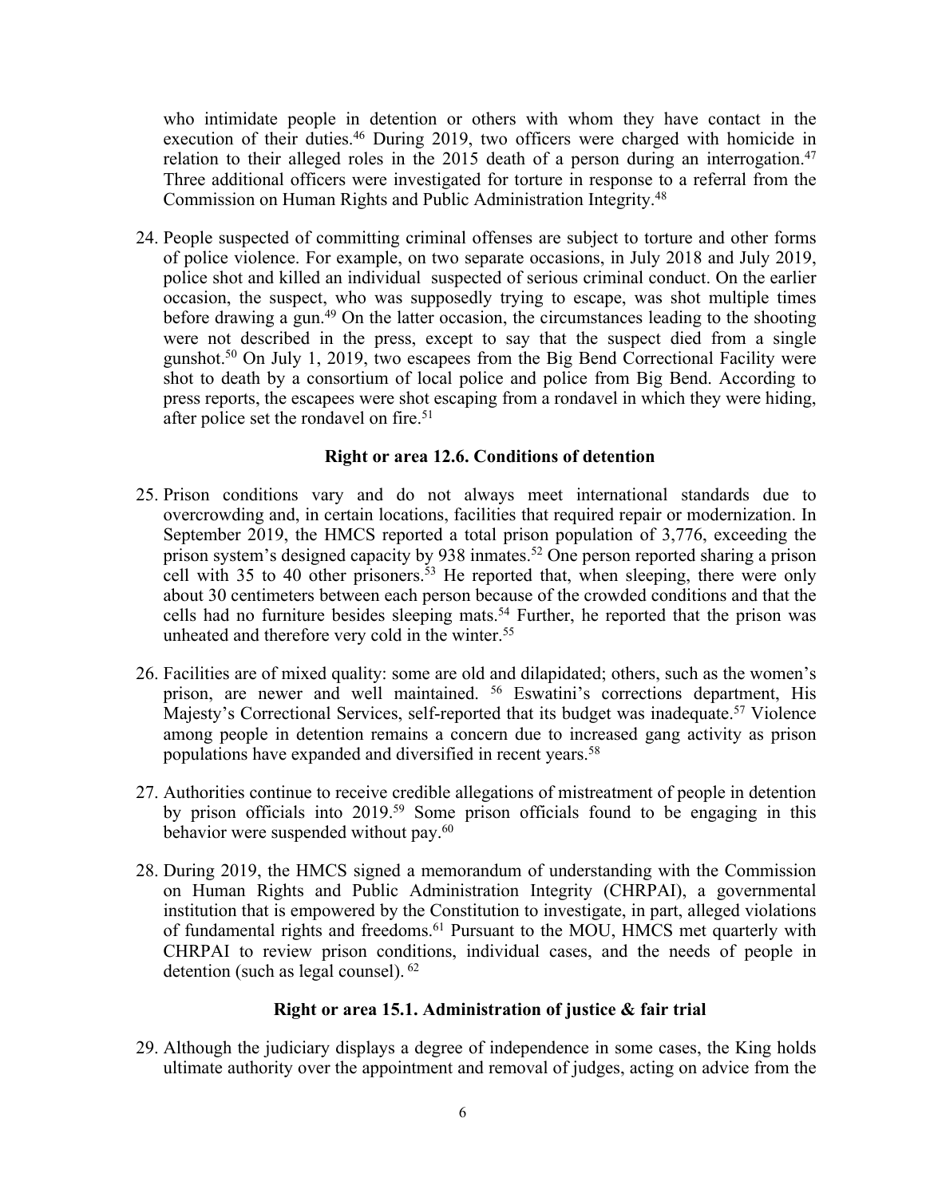who intimidate people in detention or others with whom they have contact in the execution of their duties.[46] During 2019, two officers were charged with homicide in relation to their alleged roles in the 2015 death of a person during an interrogation.[47] Three additional officers were investigated for torture in response to a referral from the Commission on Human Rights and Public Administration Integrity.[48]

24. People suspected of committing criminal offenses are subject to torture and other forms of police violence. For example, on two separate occasions, in July 2018 and July 2019, police shot and killed an individual suspected of serious criminal conduct. On the earlier occasion, the suspect, who was supposedly trying to escape, was shot multiple times before drawing a gun.[49] On the latter occasion, the circumstances leading to the shooting were not described in the press, except to say that the suspect died from a single gunshot.[50] On July 1, 2019, two escapees from the Big Bend Correctional Facility were shot to death by a consortium of local police and police from Big Bend. According to press reports, the escapees were shot escaping from a rondavel in which they were hiding, after police set the rondavel on fire.[51]

### Right or area 12.6. Conditions of detention

25. Prison conditions vary and do not always meet international standards due to overcrowding and, in certain locations, facilities that required repair or modernization. In September 2019, the HMCS reported a total prison population of 3,776, exceeding the prison system's designed capacity by 938 inmates.[52] One person reported sharing a prison cell with 35 to 40 other prisoners.[53] He reported that, when sleeping, there were only about 30 centimeters between each person because of the crowded conditions and that the cells had no furniture besides sleeping mats.[54] Further, he reported that the prison was unheated and therefore very cold in the winter.[55]

26. Facilities are of mixed quality: some are old and dilapidated; others, such as the women's prison, are newer and well maintained. [56] Eswatini's corrections department, His Majesty's Correctional Services, self-reported that its budget was inadequate.[57] Violence among people in detention remains a concern due to increased gang activity as prison populations have expanded and diversified in recent years.[58]

27. Authorities continue to receive credible allegations of mistreatment of people in detention by prison officials into 2019.[59] Some prison officials found to be engaging in this behavior were suspended without pay.[60]

28. During 2019, the HMCS signed a memorandum of understanding with the Commission on Human Rights and Public Administration Integrity (CHRPAI), a governmental institution that is empowered by the Constitution to investigate, in part, alleged violations of fundamental rights and freedoms.[61] Pursuant to the MOU, HMCS met quarterly with CHRPAI to review prison conditions, individual cases, and the needs of people in detention (such as legal counsel). [62]

### Right or area 15.1. Administration of justice & fair trial

29. Although the judiciary displays a degree of independence in some cases, the King holds ultimate authority over the appointment and removal of judges, acting on advice from the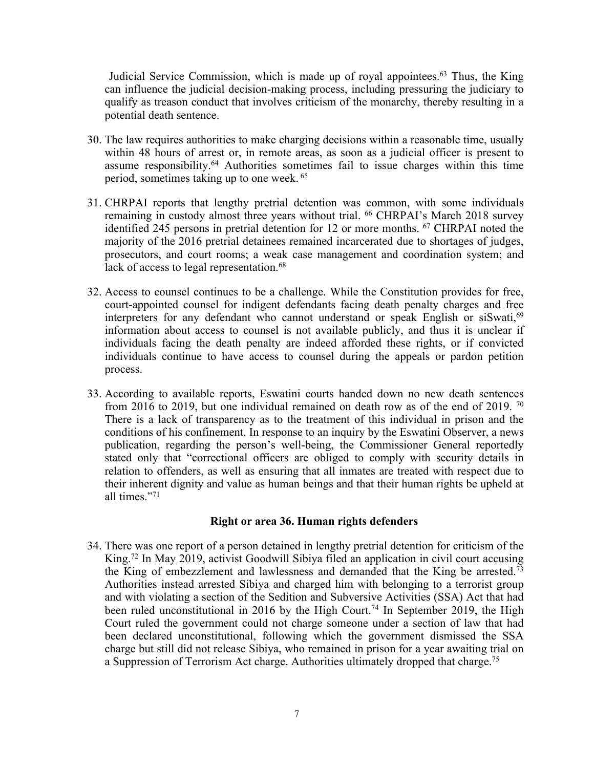Judicial Service Commission, which is made up of royal appointees.[63] Thus, the King can influence the judicial decision-making process, including pressuring the judiciary to qualify as treason conduct that involves criticism of the monarchy, thereby resulting in a potential death sentence.

30. The law requires authorities to make charging decisions within a reasonable time, usually within 48 hours of arrest or, in remote areas, as soon as a judicial officer is present to assume responsibility.[64] Authorities sometimes fail to issue charges within this time period, sometimes taking up to one week.[65]

31. CHRPAI reports that lengthy pretrial detention was common, with some individuals remaining in custody almost three years without trial.[66] CHRPAI's March 2018 survey identified 245 persons in pretrial detention for 12 or more months.[67] CHRPAI noted the majority of the 2016 pretrial detainees remained incarcerated due to shortages of judges, prosecutors, and court rooms; a weak case management and coordination system; and lack of access to legal representation.[68]

32. Access to counsel continues to be a challenge. While the Constitution provides for free, court-appointed counsel for indigent defendants facing death penalty charges and free interpreters for any defendant who cannot understand or speak English or siSwati,[69] information about access to counsel is not available publicly, and thus it is unclear if individuals facing the death penalty are indeed afforded these rights, or if convicted individuals continue to have access to counsel during the appeals or pardon petition process.

33. According to available reports, Eswatini courts handed down no new death sentences from 2016 to 2019, but one individual remained on death row as of the end of 2019.[70] There is a lack of transparency as to the treatment of this individual in prison and the conditions of his confinement. In response to an inquiry by the Eswatini Observer, a news publication, regarding the person's well-being, the Commissioner General reportedly stated only that "correctional officers are obliged to comply with security details in relation to offenders, as well as ensuring that all inmates are treated with respect due to their inherent dignity and value as human beings and that their human rights be upheld at all times."[71]

### Right or area 36. Human rights defenders

34. There was one report of a person detained in lengthy pretrial detention for criticism of the King.[72] In May 2019, activist Goodwill Sibiya filed an application in civil court accusing the King of embezzlement and lawlessness and demanded that the King be arrested.[73] Authorities instead arrested Sibiya and charged him with belonging to a terrorist group and with violating a section of the Sedition and Subversive Activities (SSA) Act that had been ruled unconstitutional in 2016 by the High Court.[74] In September 2019, the High Court ruled the government could not charge someone under a section of law that had been declared unconstitutional, following which the government dismissed the SSA charge but still did not release Sibiya, who remained in prison for a year awaiting trial on a Suppression of Terrorism Act charge. Authorities ultimately dropped that charge.[75]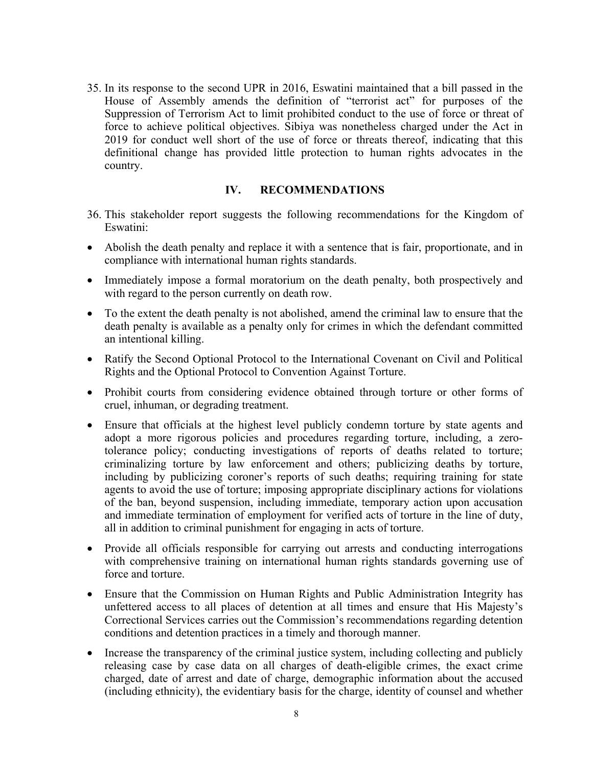35. In its response to the second UPR in 2016, Eswatini maintained that a bill passed in the House of Assembly amends the definition of "terrorist act" for purposes of the Suppression of Terrorism Act to limit prohibited conduct to the use of force or threat of force to achieve political objectives. Sibiya was nonetheless charged under the Act in 2019 for conduct well short of the use of force or threats thereof, indicating that this definitional change has provided little protection to human rights advocates in the country.

## IV. RECOMMENDATIONS

36. This stakeholder report suggests the following recommendations for the Kingdom of Eswatini:

- Abolish the death penalty and replace it with a sentence that is fair, proportionate, and in compliance with international human rights standards.
- Immediately impose a formal moratorium on the death penalty, both prospectively and with regard to the person currently on death row.
- To the extent the death penalty is not abolished, amend the criminal law to ensure that the death penalty is available as a penalty only for crimes in which the defendant committed an intentional killing.
- Ratify the Second Optional Protocol to the International Covenant on Civil and Political Rights and the Optional Protocol to Convention Against Torture.
- Prohibit courts from considering evidence obtained through torture or other forms of cruel, inhuman, or degrading treatment.
- Ensure that officials at the highest level publicly condemn torture by state agents and adopt a more rigorous policies and procedures regarding torture, including, a zero-tolerance policy; conducting investigations of reports of deaths related to torture; criminalizing torture by law enforcement and others; publicizing deaths by torture, including by publicizing coroner's reports of such deaths; requiring training for state agents to avoid the use of torture; imposing appropriate disciplinary actions for violations of the ban, beyond suspension, including immediate, temporary action upon accusation and immediate termination of employment for verified acts of torture in the line of duty, all in addition to criminal punishment for engaging in acts of torture.
- Provide all officials responsible for carrying out arrests and conducting interrogations with comprehensive training on international human rights standards governing use of force and torture.
- Ensure that the Commission on Human Rights and Public Administration Integrity has unfettered access to all places of detention at all times and ensure that His Majesty's Correctional Services carries out the Commission's recommendations regarding detention conditions and detention practices in a timely and thorough manner.
- Increase the transparency of the criminal justice system, including collecting and publicly releasing case by case data on all charges of death-eligible crimes, the exact crime charged, date of arrest and date of charge, demographic information about the accused (including ethnicity), the evidentiary basis for the charge, identity of counsel and whether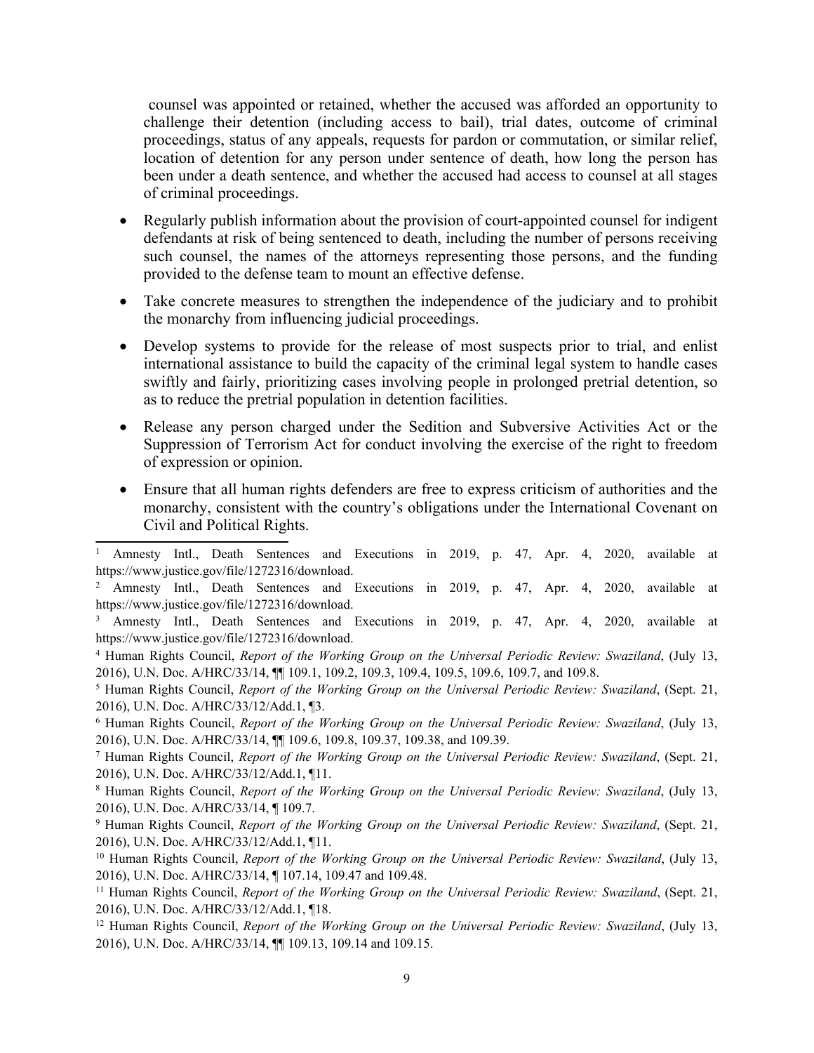counsel was appointed or retained, whether the accused was afforded an opportunity to challenge their detention (including access to bail), trial dates, outcome of criminal proceedings, status of any appeals, requests for pardon or commutation, or similar relief, location of detention for any person under sentence of death, how long the person has been under a death sentence, and whether the accused had access to counsel at all stages of criminal proceedings.

- Regularly publish information about the provision of court-appointed counsel for indigent defendants at risk of being sentenced to death, including the number of persons receiving such counsel, the names of the attorneys representing those persons, and the funding provided to the defense team to mount an effective defense.
- Take concrete measures to strengthen the independence of the judiciary and to prohibit the monarchy from influencing judicial proceedings.
- Develop systems to provide for the release of most suspects prior to trial, and enlist international assistance to build the capacity of the criminal legal system to handle cases swiftly and fairly, prioritizing cases involving people in prolonged pretrial detention, so as to reduce the pretrial population in detention facilities.
- Release any person charged under the Sedition and Subversive Activities Act or the Suppression of Terrorism Act for conduct involving the exercise of the right to freedom of expression or opinion.
- Ensure that all human rights defenders are free to express criticism of authorities and the monarchy, consistent with the country's obligations under the International Covenant on Civil and Political Rights.

---

[1] Amnesty Intl., Death Sentences and Executions in 2019, p. 47, Apr. 4, 2020, available at https://www.justice.gov/file/1272316/download.

[2] Amnesty Intl., Death Sentences and Executions in 2019, p. 47, Apr. 4, 2020, available at https://www.justice.gov/file/1272316/download.

[3] Amnesty Intl., Death Sentences and Executions in 2019, p. 47, Apr. 4, 2020, available at https://www.justice.gov/file/1272316/download.

[4] Human Rights Council, *Report of the Working Group on the Universal Periodic Review: Swaziland*, (July 13, 2016), U.N. Doc. A/HRC/33/14, ¶¶ 109.1, 109.2, 109.3, 109.4, 109.5, 109.6, 109.7, and 109.8.

[5] Human Rights Council, *Report of the Working Group on the Universal Periodic Review: Swaziland*, (Sept. 21, 2016), U.N. Doc. A/HRC/33/12/Add.1, ¶3.

[6] Human Rights Council, *Report of the Working Group on the Universal Periodic Review: Swaziland*, (July 13, 2016), U.N. Doc. A/HRC/33/14, ¶¶ 109.6, 109.8, 109.37, 109.38, and 109.39.

[7] Human Rights Council, *Report of the Working Group on the Universal Periodic Review: Swaziland*, (Sept. 21, 2016), U.N. Doc. A/HRC/33/12/Add.1, ¶11.

[8] Human Rights Council, *Report of the Working Group on the Universal Periodic Review: Swaziland*, (July 13, 2016), U.N. Doc. A/HRC/33/14, ¶ 109.7.

[9] Human Rights Council, *Report of the Working Group on the Universal Periodic Review: Swaziland*, (Sept. 21, 2016), U.N. Doc. A/HRC/33/12/Add.1, ¶11.

[10] Human Rights Council, *Report of the Working Group on the Universal Periodic Review: Swaziland*, (July 13, 2016), U.N. Doc. A/HRC/33/14, ¶ 107.14, 109.47 and 109.48.

[11] Human Rights Council, *Report of the Working Group on the Universal Periodic Review: Swaziland*, (Sept. 21, 2016), U.N. Doc. A/HRC/33/12/Add.1, ¶18.

[12] Human Rights Council, *Report of the Working Group on the Universal Periodic Review: Swaziland*, (July 13, 2016), U.N. Doc. A/HRC/33/14, ¶¶ 109.13, 109.14 and 109.15.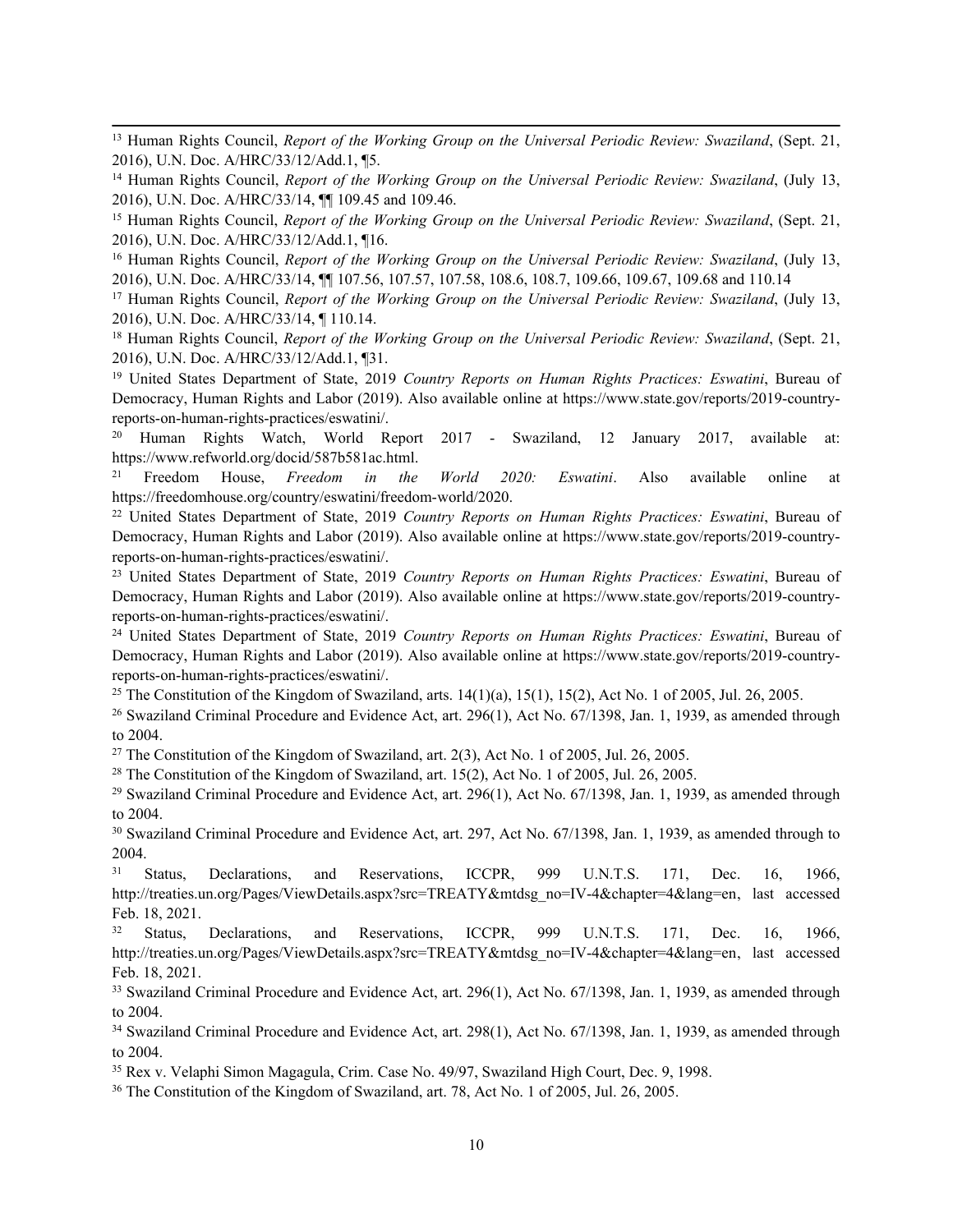[13] Human Rights Council, *Report of the Working Group on the Universal Periodic Review: Swaziland*, (Sept. 21, 2016), U.N. Doc. A/HRC/33/12/Add.1, ¶5.

[14] Human Rights Council, *Report of the Working Group on the Universal Periodic Review: Swaziland*, (July 13, 2016), U.N. Doc. A/HRC/33/14, ¶¶ 109.45 and 109.46.

[15] Human Rights Council, *Report of the Working Group on the Universal Periodic Review: Swaziland*, (Sept. 21, 2016), U.N. Doc. A/HRC/33/12/Add.1, ¶16.

[16] Human Rights Council, *Report of the Working Group on the Universal Periodic Review: Swaziland*, (July 13, 2016), U.N. Doc. A/HRC/33/14, ¶¶ 107.56, 107.57, 107.58, 108.6, 108.7, 109.66, 109.67, 109.68 and 110.14

[17] Human Rights Council, *Report of the Working Group on the Universal Periodic Review: Swaziland*, (July 13, 2016), U.N. Doc. A/HRC/33/14, ¶ 110.14.

[18] Human Rights Council, *Report of the Working Group on the Universal Periodic Review: Swaziland*, (Sept. 21, 2016), U.N. Doc. A/HRC/33/12/Add.1, ¶31.

[19] United States Department of State, 2019 *Country Reports on Human Rights Practices: Eswatini*, Bureau of Democracy, Human Rights and Labor (2019). Also available online at https://www.state.gov/reports/2019-country-reports-on-human-rights-practices/eswatini/.

[20] Human Rights Watch, World Report 2017 - Swaziland, 12 January 2017, available at: https://www.refworld.org/docid/587b581ac.html.

[21] Freedom House, *Freedom in the World 2020: Eswatini*. Also available online at https://freedomhouse.org/country/eswatini/freedom-world/2020.

[22] United States Department of State, 2019 *Country Reports on Human Rights Practices: Eswatini*, Bureau of Democracy, Human Rights and Labor (2019). Also available online at https://www.state.gov/reports/2019-country-reports-on-human-rights-practices/eswatini/.

[23] United States Department of State, 2019 *Country Reports on Human Rights Practices: Eswatini*, Bureau of Democracy, Human Rights and Labor (2019). Also available online at https://www.state.gov/reports/2019-country-reports-on-human-rights-practices/eswatini/.

[24] United States Department of State, 2019 *Country Reports on Human Rights Practices: Eswatini*, Bureau of Democracy, Human Rights and Labor (2019). Also available online at https://www.state.gov/reports/2019-country-reports-on-human-rights-practices/eswatini/.

[25] The Constitution of the Kingdom of Swaziland, arts. 14(1)(a), 15(1), 15(2), Act No. 1 of 2005, Jul. 26, 2005.

[26] Swaziland Criminal Procedure and Evidence Act, art. 296(1), Act No. 67/1398, Jan. 1, 1939, as amended through to 2004.

[27] The Constitution of the Kingdom of Swaziland, art. 2(3), Act No. 1 of 2005, Jul. 26, 2005.

[28] The Constitution of the Kingdom of Swaziland, art. 15(2), Act No. 1 of 2005, Jul. 26, 2005.

[29] Swaziland Criminal Procedure and Evidence Act, art. 296(1), Act No. 67/1398, Jan. 1, 1939, as amended through to 2004.

[30] Swaziland Criminal Procedure and Evidence Act, art. 297, Act No. 67/1398, Jan. 1, 1939, as amended through to 2004.

[31] Status, Declarations, and Reservations, ICCPR, 999 U.N.T.S. 171, Dec. 16, 1966, http://treaties.un.org/Pages/ViewDetails.aspx?src=TREATY&mtdsg_no=IV-4&chapter=4&lang=en, last accessed Feb. 18, 2021.

[32] Status, Declarations, and Reservations, ICCPR, 999 U.N.T.S. 171, Dec. 16, 1966, http://treaties.un.org/Pages/ViewDetails.aspx?src=TREATY&mtdsg_no=IV-4&chapter=4&lang=en, last accessed Feb. 18, 2021.

[33] Swaziland Criminal Procedure and Evidence Act, art. 296(1), Act No. 67/1398, Jan. 1, 1939, as amended through to 2004.

[34] Swaziland Criminal Procedure and Evidence Act, art. 298(1), Act No. 67/1398, Jan. 1, 1939, as amended through to 2004.

[35] Rex v. Velaphi Simon Magagula, Crim. Case No. 49/97, Swaziland High Court, Dec. 9, 1998.

[36] The Constitution of the Kingdom of Swaziland, art. 78, Act No. 1 of 2005, Jul. 26, 2005.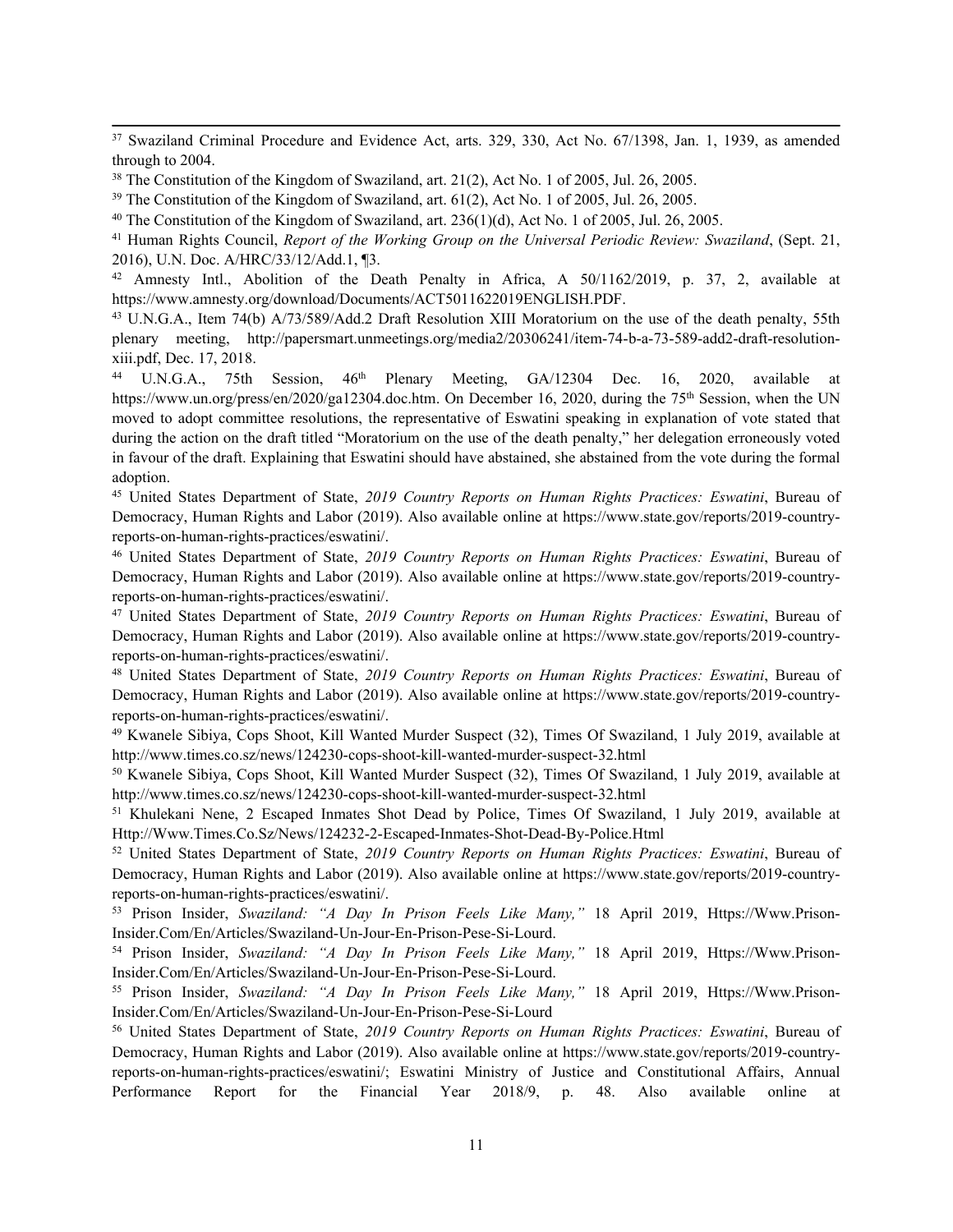[37] Swaziland Criminal Procedure and Evidence Act, arts. 329, 330, Act No. 67/1398, Jan. 1, 1939, as amended through to 2004.

[38] The Constitution of the Kingdom of Swaziland, art. 21(2), Act No. 1 of 2005, Jul. 26, 2005.

[39] The Constitution of the Kingdom of Swaziland, art. 61(2), Act No. 1 of 2005, Jul. 26, 2005.

[40] The Constitution of the Kingdom of Swaziland, art. 236(1)(d), Act No. 1 of 2005, Jul. 26, 2005.

[41] Human Rights Council, *Report of the Working Group on the Universal Periodic Review: Swaziland*, (Sept. 21, 2016), U.N. Doc. A/HRC/33/12/Add.1, ¶3.

[42] Amnesty Intl., Abolition of the Death Penalty in Africa, A 50/1162/2019, p. 37, 2, available at https://www.amnesty.org/download/Documents/ACT5011622019ENGLISH.PDF.

[43] U.N.G.A., Item 74(b) A/73/589/Add.2 Draft Resolution XIII Moratorium on the use of the death penalty, 55th plenary meeting, http://papersmart.unmeetings.org/media2/20306241/item-74-b-a-73-589-add2-draft-resolution-xiii.pdf, Dec. 17, 2018.

[44] U.N.G.A., 75th Session, 46th Plenary Meeting, GA/12304 Dec. 16, 2020, available at https://www.un.org/press/en/2020/ga12304.doc.htm. On December 16, 2020, during the 75th Session, when the UN moved to adopt committee resolutions, the representative of Eswatini speaking in explanation of vote stated that during the action on the draft titled "Moratorium on the use of the death penalty," her delegation erroneously voted in favour of the draft. Explaining that Eswatini should have abstained, she abstained from the vote during the formal adoption.

[45] United States Department of State, *2019 Country Reports on Human Rights Practices: Eswatini*, Bureau of Democracy, Human Rights and Labor (2019). Also available online at https://www.state.gov/reports/2019-country-reports-on-human-rights-practices/eswatini/.

[46] United States Department of State, *2019 Country Reports on Human Rights Practices: Eswatini*, Bureau of Democracy, Human Rights and Labor (2019). Also available online at https://www.state.gov/reports/2019-country-reports-on-human-rights-practices/eswatini/.

[47] United States Department of State, *2019 Country Reports on Human Rights Practices: Eswatini*, Bureau of Democracy, Human Rights and Labor (2019). Also available online at https://www.state.gov/reports/2019-country-reports-on-human-rights-practices/eswatini/.

[48] United States Department of State, *2019 Country Reports on Human Rights Practices: Eswatini*, Bureau of Democracy, Human Rights and Labor (2019). Also available online at https://www.state.gov/reports/2019-country-reports-on-human-rights-practices/eswatini/.

[49] Kwanele Sibiya, Cops Shoot, Kill Wanted Murder Suspect (32), Times Of Swaziland, 1 July 2019, available at http://www.times.co.sz/news/124230-cops-shoot-kill-wanted-murder-suspect-32.html

[50] Kwanele Sibiya, Cops Shoot, Kill Wanted Murder Suspect (32), Times Of Swaziland, 1 July 2019, available at http://www.times.co.sz/news/124230-cops-shoot-kill-wanted-murder-suspect-32.html

[51] Khulekani Nene, 2 Escaped Inmates Shot Dead by Police, Times Of Swaziland, 1 July 2019, available at Http://Www.Times.Co.Sz/News/124232-2-Escaped-Inmates-Shot-Dead-By-Police.Html

[52] United States Department of State, *2019 Country Reports on Human Rights Practices: Eswatini*, Bureau of Democracy, Human Rights and Labor (2019). Also available online at https://www.state.gov/reports/2019-country-reports-on-human-rights-practices/eswatini/.

[53] Prison Insider, *Swaziland: "A Day In Prison Feels Like Many,"* 18 April 2019, Https://Www.Prison-Insider.Com/En/Articles/Swaziland-Un-Jour-En-Prison-Pese-Si-Lourd.

[54] Prison Insider, *Swaziland: "A Day In Prison Feels Like Many,"* 18 April 2019, Https://Www.Prison-Insider.Com/En/Articles/Swaziland-Un-Jour-En-Prison-Pese-Si-Lourd.

[55] Prison Insider, *Swaziland: "A Day In Prison Feels Like Many,"* 18 April 2019, Https://Www.Prison-Insider.Com/En/Articles/Swaziland-Un-Jour-En-Prison-Pese-Si-Lourd

[56] United States Department of State, *2019 Country Reports on Human Rights Practices: Eswatini*, Bureau of Democracy, Human Rights and Labor (2019). Also available online at https://www.state.gov/reports/2019-country-reports-on-human-rights-practices/eswatini/; Eswatini Ministry of Justice and Constitutional Affairs, Annual Performance Report for the Financial Year 2018/9, p. 48. Also available online at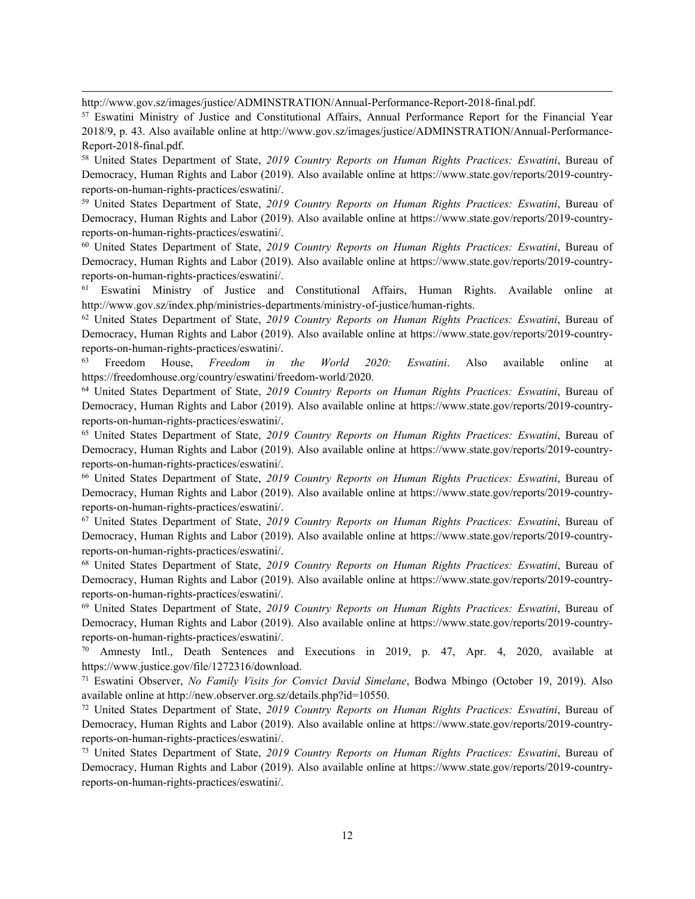http://www.gov.sz/images/justice/ADMINSTRATION/Annual-Performance-Report-2018-final.pdf.

[57] Eswatini Ministry of Justice and Constitutional Affairs, Annual Performance Report for the Financial Year 2018/9, p. 43. Also available online at http://www.gov.sz/images/justice/ADMINSTRATION/Annual-Performance-Report-2018-final.pdf.

[58] United States Department of State, *2019 Country Reports on Human Rights Practices: Eswatini*, Bureau of Democracy, Human Rights and Labor (2019). Also available online at https://www.state.gov/reports/2019-country-reports-on-human-rights-practices/eswatini/.

[59] United States Department of State, *2019 Country Reports on Human Rights Practices: Eswatini*, Bureau of Democracy, Human Rights and Labor (2019). Also available online at https://www.state.gov/reports/2019-country-reports-on-human-rights-practices/eswatini/.

[60] United States Department of State, *2019 Country Reports on Human Rights Practices: Eswatini*, Bureau of Democracy, Human Rights and Labor (2019). Also available online at https://www.state.gov/reports/2019-country-reports-on-human-rights-practices/eswatini/.

[61] Eswatini Ministry of Justice and Constitutional Affairs, Human Rights. Available online at http://www.gov.sz/index.php/ministries-departments/ministry-of-justice/human-rights.

[62] United States Department of State, *2019 Country Reports on Human Rights Practices: Eswatini*, Bureau of Democracy, Human Rights and Labor (2019). Also available online at https://www.state.gov/reports/2019-country-reports-on-human-rights-practices/eswatini/.

[63] Freedom House, *Freedom in the World 2020: Eswatini*. Also available online at https://freedomhouse.org/country/eswatini/freedom-world/2020.

[64] United States Department of State, *2019 Country Reports on Human Rights Practices: Eswatini*, Bureau of Democracy, Human Rights and Labor (2019). Also available online at https://www.state.gov/reports/2019-country-reports-on-human-rights-practices/eswatini/.

[65] United States Department of State, *2019 Country Reports on Human Rights Practices: Eswatini*, Bureau of Democracy, Human Rights and Labor (2019). Also available online at https://www.state.gov/reports/2019-country-reports-on-human-rights-practices/eswatini/.

[66] United States Department of State, *2019 Country Reports on Human Rights Practices: Eswatini*, Bureau of Democracy, Human Rights and Labor (2019). Also available online at https://www.state.gov/reports/2019-country-reports-on-human-rights-practices/eswatini/.

[67] United States Department of State, *2019 Country Reports on Human Rights Practices: Eswatini*, Bureau of Democracy, Human Rights and Labor (2019). Also available online at https://www.state.gov/reports/2019-country-reports-on-human-rights-practices/eswatini/.

[68] United States Department of State, *2019 Country Reports on Human Rights Practices: Eswatini*, Bureau of Democracy, Human Rights and Labor (2019). Also available online at https://www.state.gov/reports/2019-country-reports-on-human-rights-practices/eswatini/.

[69] United States Department of State, *2019 Country Reports on Human Rights Practices: Eswatini*, Bureau of Democracy, Human Rights and Labor (2019). Also available online at https://www.state.gov/reports/2019-country-reports-on-human-rights-practices/eswatini/.

[70] Amnesty Intl., Death Sentences and Executions in 2019, p. 47, Apr. 4, 2020, available at https://www.justice.gov/file/1272316/download.

[71] Eswatini Observer, *No Family Visits for Convict David Simelane*, Bodwa Mbingo (October 19, 2019). Also available online at http://new.observer.org.sz/details.php?id=10550.

[72] United States Department of State, *2019 Country Reports on Human Rights Practices: Eswatini*, Bureau of Democracy, Human Rights and Labor (2019). Also available online at https://www.state.gov/reports/2019-country-reports-on-human-rights-practices/eswatini/.

[73] United States Department of State, *2019 Country Reports on Human Rights Practices: Eswatini*, Bureau of Democracy, Human Rights and Labor (2019). Also available online at https://www.state.gov/reports/2019-country-reports-on-human-rights-practices/eswatini/.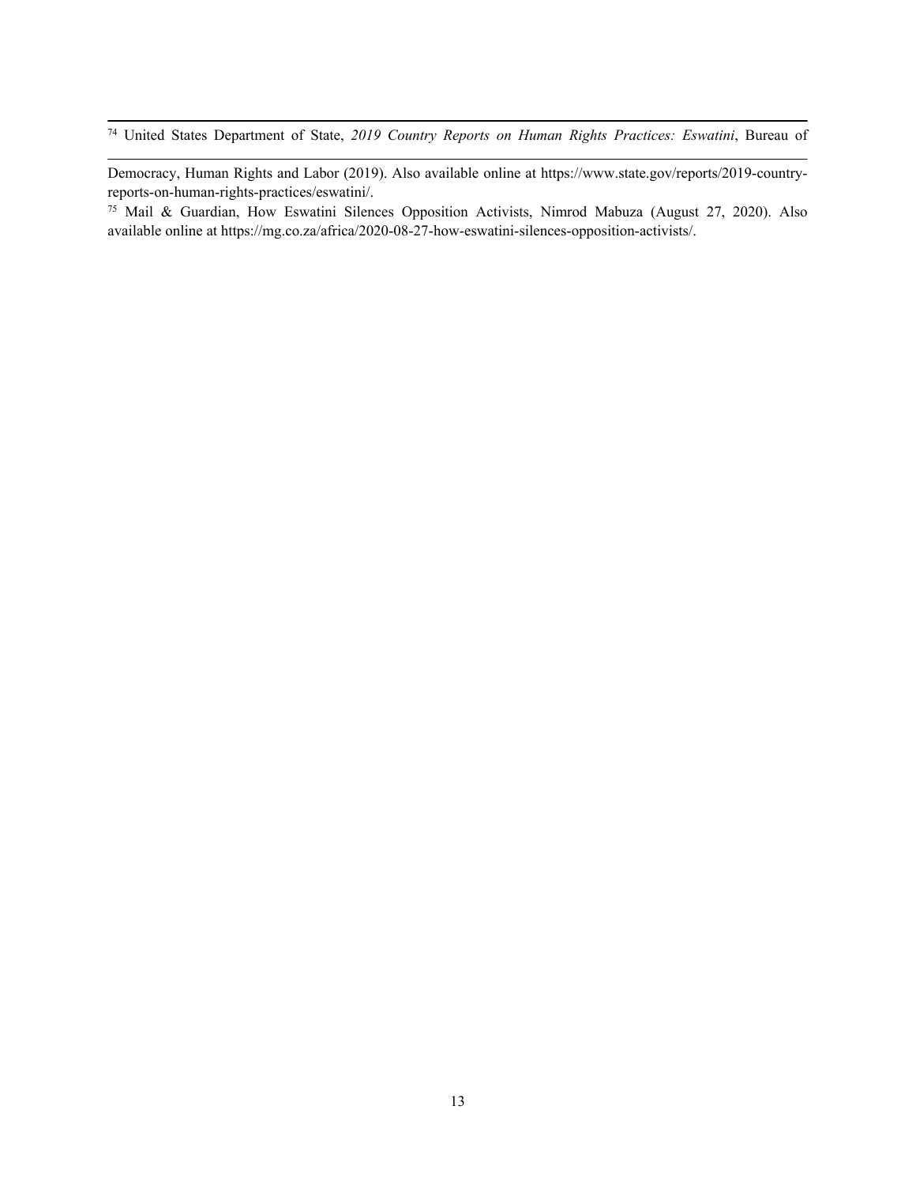[74] United States Department of State, *2019 Country Reports on Human Rights Practices: Eswatini*, Bureau of Democracy, Human Rights and Labor (2019). Also available online at https://www.state.gov/reports/2019-country-reports-on-human-rights-practices/eswatini/.

[75] Mail & Guardian, How Eswatini Silences Opposition Activists, Nimrod Mabuza (August 27, 2020). Also available online at https://mg.co.za/africa/2020-08-27-how-eswatini-silences-opposition-activists/.